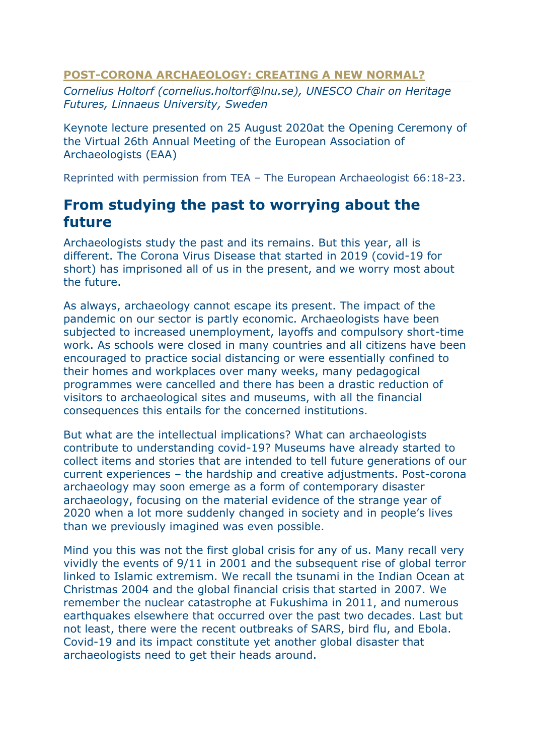## POST-CORONA ARCHAEOLOGY: CREATING A NEW NORMAL?

*Cornelius Holtorf (cornelius.holtorf@lnu.se), UNESCO Chair on Heritage Futures, Linnaeus University, Sweden*

Keynote lecture presented on 25 August 2020at the Opening Ceremony of the Virtual 26th Annual Meeting of the European Association of Archaeologists (EAA)

Reprinted with permission from TEA – The European Archaeologist 66:18-23.

## From studying the past to worrying about the future

Archaeologists study the past and its remains. But this year, all is different. The Corona Virus Disease that started in 2019 (covid-19 for short) has imprisoned all of us in the present, and we worry most about the future.

As always, archaeology cannot escape its present. The impact of the pandemic on our sector is partly economic. Archaeologists have been subjected to increased unemployment, layoffs and compulsory short-time work. As schools were closed in many countries and all citizens have been encouraged to practice social distancing or were essentially confined to their homes and workplaces over many weeks, many pedagogical programmes were cancelled and there has been a drastic reduction of visitors to archaeological sites and museums, with all the financial consequences this entails for the concerned institutions.

But what are the intellectual implications? What can archaeologists contribute to understanding covid-19? Museums have already started to collect items and stories that are intended to tell future generations of our current experiences – the hardship and creative adjustments. Post-corona archaeology may soon emerge as a form of contemporary disaster archaeology, focusing on the material evidence of the strange year of 2020 when a lot more suddenly changed in society and in people's lives than we previously imagined was even possible.

Mind you this was not the first global crisis for any of us. Many recall very vividly the events of 9/11 in 2001 and the subsequent rise of global terror linked to Islamic extremism. We recall the tsunami in the Indian Ocean at Christmas 2004 and the global financial crisis that started in 2007. We remember the nuclear catastrophe at Fukushima in 2011, and numerous earthquakes elsewhere that occurred over the past two decades. Last but not least, there were the recent outbreaks of SARS, bird flu, and Ebola. Covid-19 and its impact constitute yet another global disaster that archaeologists need to get their heads around.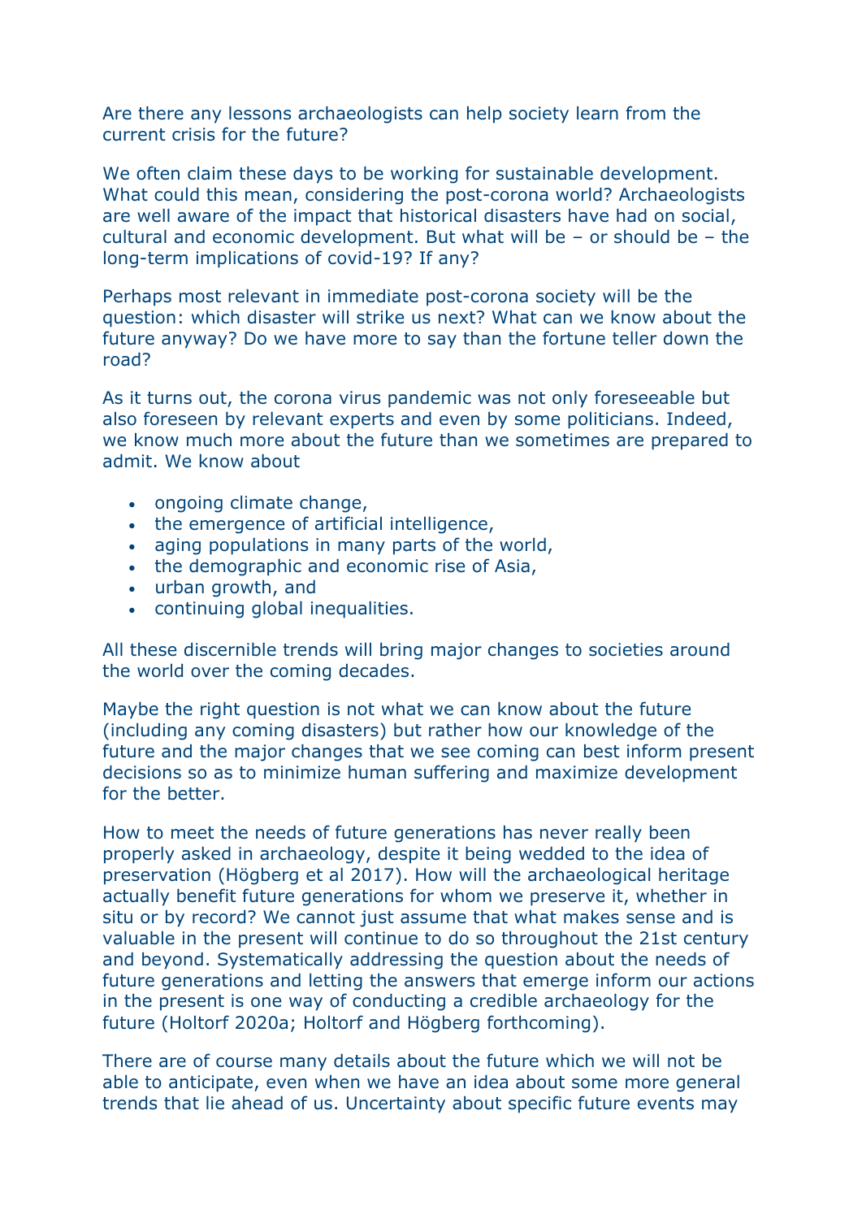Are there any lessons archaeologists can help society learn from the current crisis for the future?

We often claim these days to be working for sustainable development. What could this mean, considering the post-corona world? Archaeologists are well aware of the impact that historical disasters have had on social, cultural and economic development. But what will be – or should be – the long-term implications of covid-19? If any?

Perhaps most relevant in immediate post-corona society will be the question: which disaster will strike us next? What can we know about the future anyway? Do we have more to say than the fortune teller down the road?

As it turns out, the corona virus pandemic was not only foreseeable but also foreseen by relevant experts and even by some politicians. Indeed, we know much more about the future than we sometimes are prepared to admit. We know about

- ongoing climate change,
- the emergence of artificial intelligence,
- aging populations in many parts of the world,
- the demographic and economic rise of Asia,
- urban growth, and
- continuing global inequalities.

All these discernible trends will bring major changes to societies around the world over the coming decades.

Maybe the right question is not what we can know about the future (including any coming disasters) but rather how our knowledge of the future and the major changes that we see coming can best inform present decisions so as to minimize human suffering and maximize development for the better.

How to meet the needs of future generations has never really been properly asked in archaeology, despite it being wedded to the idea of preservation (Högberg et al 2017). How will the archaeological heritage actually benefit future generations for whom we preserve it, whether in situ or by record? We cannot just assume that what makes sense and is valuable in the present will continue to do so throughout the 21st century and beyond. Systematically addressing the question about the needs of future generations and letting the answers that emerge inform our actions in the present is one way of conducting a credible archaeology for the future (Holtorf 2020a; Holtorf and Högberg forthcoming).

There are of course many details about the future which we will not be able to anticipate, even when we have an idea about some more general trends that lie ahead of us. Uncertainty about specific future events may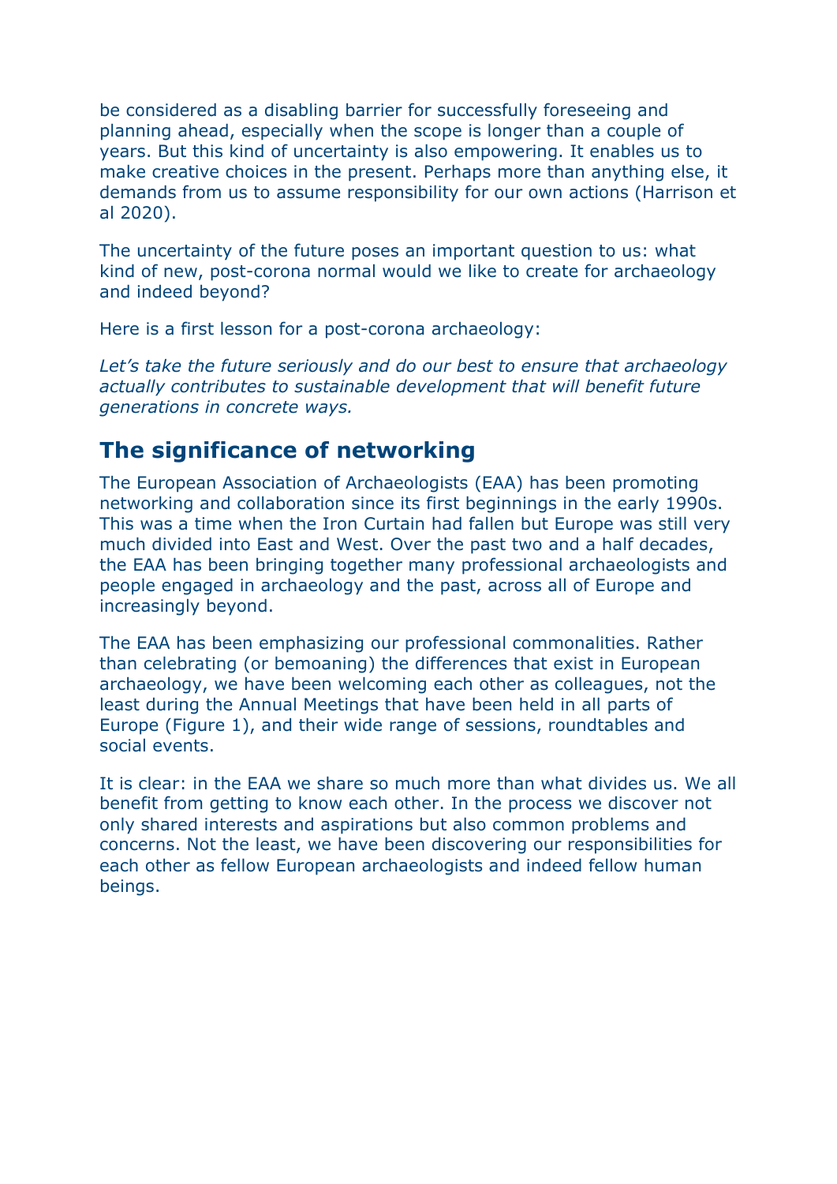be considered as a disabling barrier for successfully foreseeing and planning ahead, especially when the scope is longer than a couple of years. But this kind of uncertainty is also empowering. It enables us to make creative choices in the present. Perhaps more than anything else, it demands from us to assume responsibility for our own actions (Harrison et al 2020).

The uncertainty of the future poses an important question to us: what kind of new, post-corona normal would we like to create for archaeology and indeed beyond?

Here is a first lesson for a post-corona archaeology:

*Let's take the future seriously and do our best to ensure that archaeology actually contributes to sustainable development that will benefit future generations in concrete ways.*

## The significance of networking

The European Association of Archaeologists (EAA) has been promoting networking and collaboration since its first beginnings in the early 1990s. This was a time when the Iron Curtain had fallen but Europe was still very much divided into East and West. Over the past two and a half decades, the EAA has been bringing together many professional archaeologists and people engaged in archaeology and the past, across all of Europe and increasingly beyond.

The EAA has been emphasizing our professional commonalities. Rather than celebrating (or bemoaning) the differences that exist in European archaeology, we have been welcoming each other as colleagues, not the least during the Annual Meetings that have been held in all parts of Europe (Figure 1), and their wide range of sessions, roundtables and social events.

It is clear: in the EAA we share so much more than what divides us. We all benefit from getting to know each other. In the process we discover not only shared interests and aspirations but also common problems and concerns. Not the least, we have been discovering our responsibilities for each other as fellow European archaeologists and indeed fellow human beings.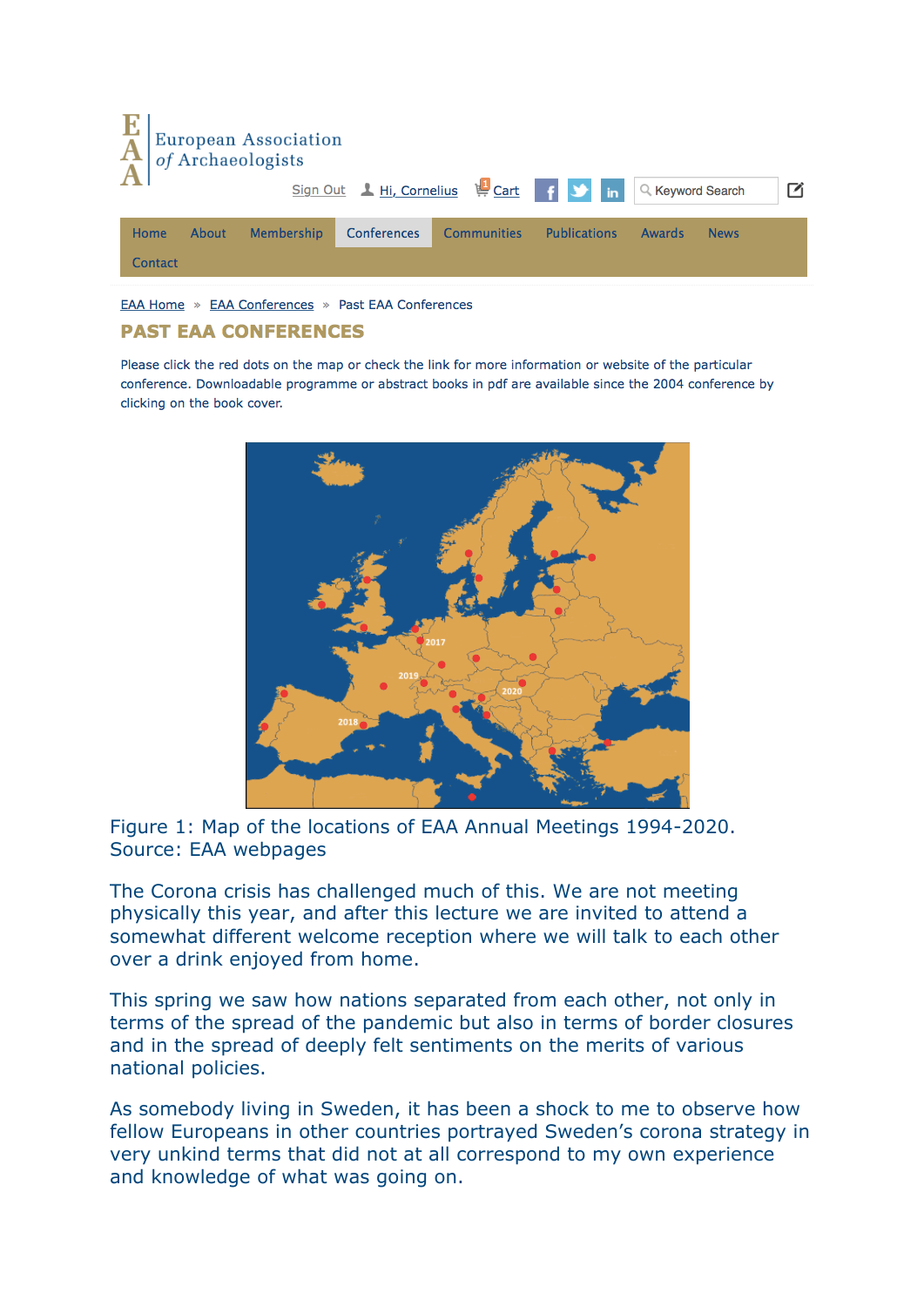European Association of Archaeologists

Sign Out | Hi, Cornelius | Cart | Keyword Search

Home | About | Membership | Conferences | Communities | Publications | Awards | News | Contact

EAA Home » EAA Conferences » Past EAA Conferences

## PAST EAA CONFERENCES

Please click the red dots on the map or check the link for more information or website of the particular conference. Downloadable programme or abstract books in pdf are available since the 2004 conference by clicking on the book cover.

Figure 1: Map of the locations of EAA Annual Meetings 1994-2020. Source: EAA webpages

The Corona crisis has challenged much of this. We are not meeting physically this year, and after this lecture we are invited to attend a somewhat different welcome reception where we will talk to each other over a drink enjoyed from home.

This spring we saw how nations separated from each other, not only in terms of the spread of the pandemic but also in terms of border closures and in the spread of deeply felt sentiments on the merits of various national policies.

As somebody living in Sweden, it has been a shock to me to observe how fellow Europeans in other countries portrayed Sweden's corona strategy in very unkind terms that did not at all correspond to my own experience and knowledge of what was going on.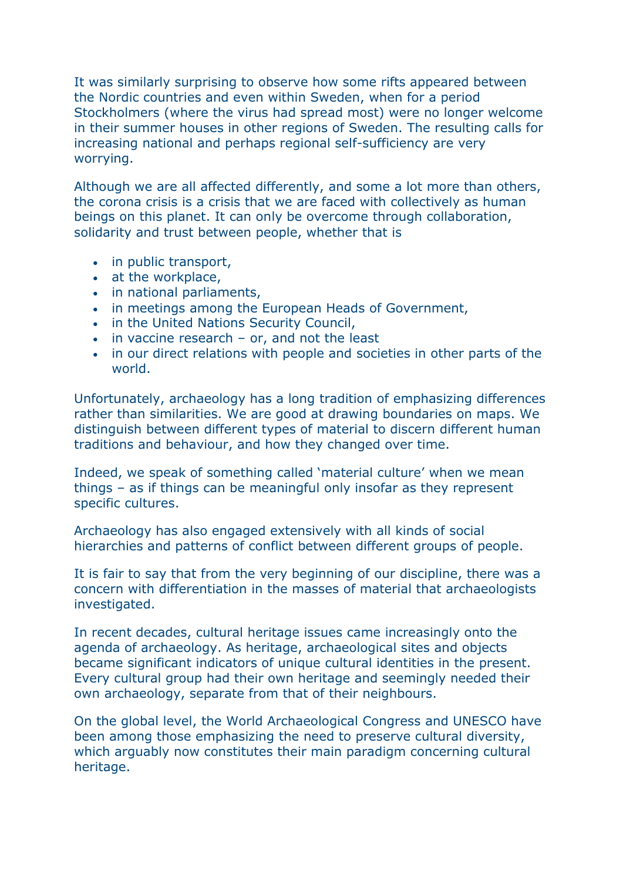It was similarly surprising to observe how some rifts appeared between the Nordic countries and even within Sweden, when for a period Stockholmers (where the virus had spread most) were no longer welcome in their summer houses in other regions of Sweden. The resulting calls for increasing national and perhaps regional self-sufficiency are very worrying.

Although we are all affected differently, and some a lot more than others, the corona crisis is a crisis that we are faced with collectively as human beings on this planet. It can only be overcome through collaboration, solidarity and trust between people, whether that is

- in public transport,
- at the workplace,
- in national parliaments,
- in meetings among the European Heads of Government,
- in the United Nations Security Council,
- in vaccine research – or, and not the least
- in our direct relations with people and societies in other parts of the world.

Unfortunately, archaeology has a long tradition of emphasizing differences rather than similarities. We are good at drawing boundaries on maps. We distinguish between different types of material to discern different human traditions and behaviour, and how they changed over time.

Indeed, we speak of something called 'material culture' when we mean things – as if things can be meaningful only insofar as they represent specific cultures.

Archaeology has also engaged extensively with all kinds of social hierarchies and patterns of conflict between different groups of people.

It is fair to say that from the very beginning of our discipline, there was a concern with differentiation in the masses of material that archaeologists investigated.

In recent decades, cultural heritage issues came increasingly onto the agenda of archaeology. As heritage, archaeological sites and objects became significant indicators of unique cultural identities in the present. Every cultural group had their own heritage and seemingly needed their own archaeology, separate from that of their neighbours.

On the global level, the World Archaeological Congress and UNESCO have been among those emphasizing the need to preserve cultural diversity, which arguably now constitutes their main paradigm concerning cultural heritage.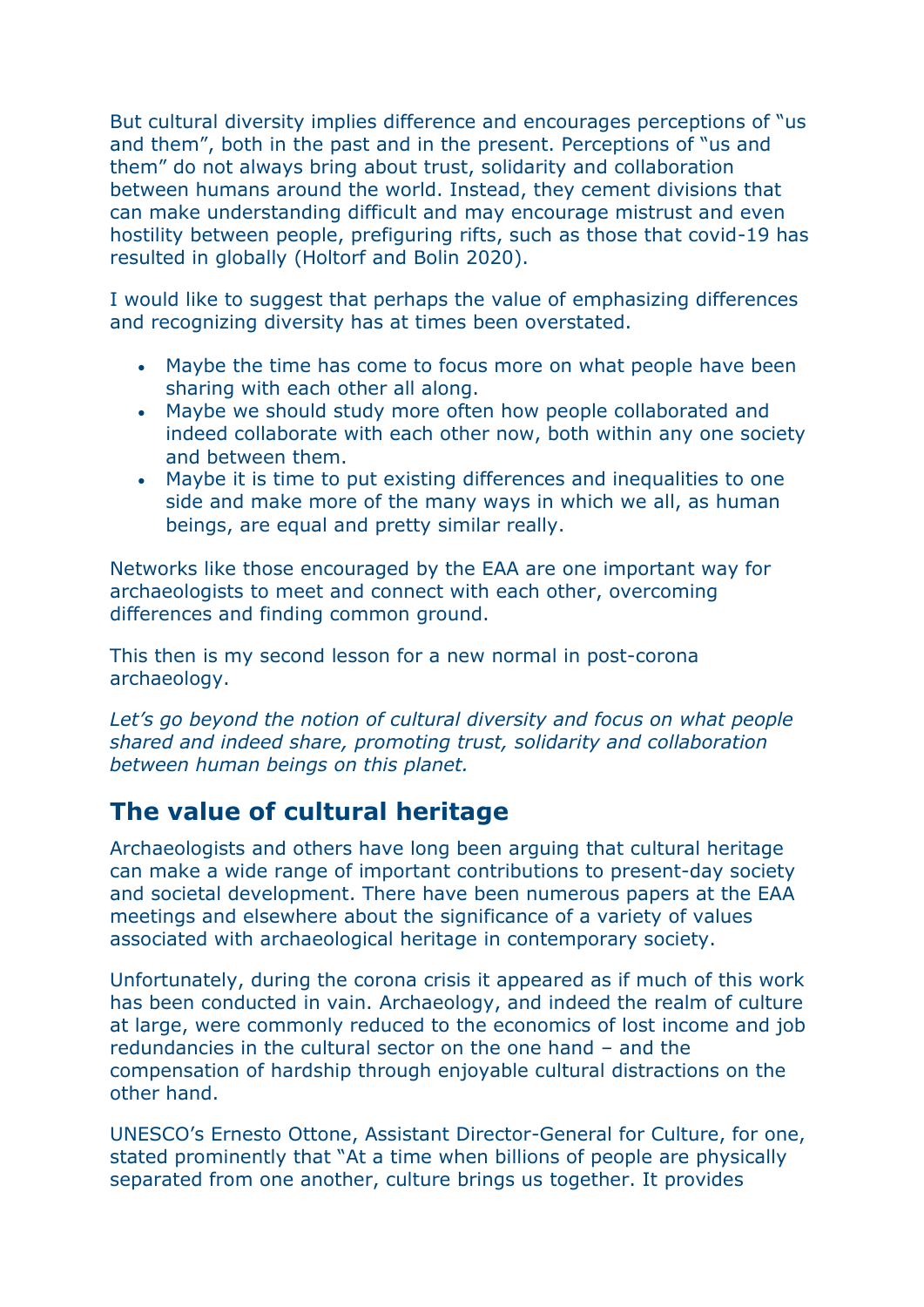But cultural diversity implies difference and encourages perceptions of "us and them", both in the past and in the present. Perceptions of "us and them" do not always bring about trust, solidarity and collaboration between humans around the world. Instead, they cement divisions that can make understanding difficult and may encourage mistrust and even hostility between people, prefiguring rifts, such as those that covid-19 has resulted in globally (Holtorf and Bolin 2020).

I would like to suggest that perhaps the value of emphasizing differences and recognizing diversity has at times been overstated.

- Maybe the time has come to focus more on what people have been sharing with each other all along.
- Maybe we should study more often how people collaborated and indeed collaborate with each other now, both within any one society and between them.
- Maybe it is time to put existing differences and inequalities to one side and make more of the many ways in which we all, as human beings, are equal and pretty similar really.

Networks like those encouraged by the EAA are one important way for archaeologists to meet and connect with each other, overcoming differences and finding common ground.

This then is my second lesson for a new normal in post-corona archaeology.

*Let's go beyond the notion of cultural diversity and focus on what people shared and indeed share, promoting trust, solidarity and collaboration between human beings on this planet.*

## The value of cultural heritage

Archaeologists and others have long been arguing that cultural heritage can make a wide range of important contributions to present-day society and societal development. There have been numerous papers at the EAA meetings and elsewhere about the significance of a variety of values associated with archaeological heritage in contemporary society.

Unfortunately, during the corona crisis it appeared as if much of this work has been conducted in vain. Archaeology, and indeed the realm of culture at large, were commonly reduced to the economics of lost income and job redundancies in the cultural sector on the one hand – and the compensation of hardship through enjoyable cultural distractions on the other hand.

UNESCO's Ernesto Ottone, Assistant Director-General for Culture, for one, stated prominently that "At a time when billions of people are physically separated from one another, culture brings us together. It provides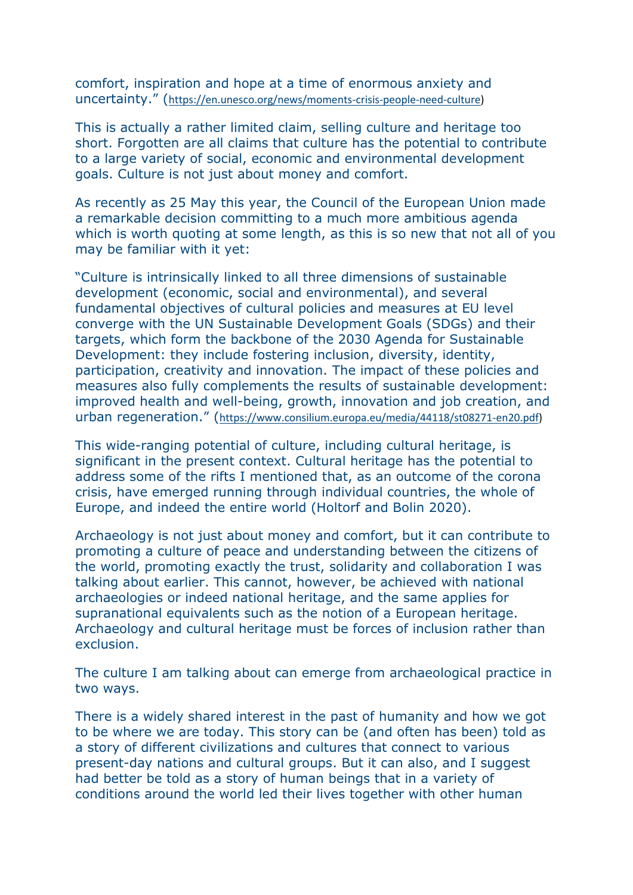comfort, inspiration and hope at a time of enormous anxiety and uncertainty." (https://en.unesco.org/news/moments-crisis-people-need-culture)

This is actually a rather limited claim, selling culture and heritage too short. Forgotten are all claims that culture has the potential to contribute to a large variety of social, economic and environmental development goals. Culture is not just about money and comfort.

As recently as 25 May this year, the Council of the European Union made a remarkable decision committing to a much more ambitious agenda which is worth quoting at some length, as this is so new that not all of you may be familiar with it yet:

"Culture is intrinsically linked to all three dimensions of sustainable development (economic, social and environmental), and several fundamental objectives of cultural policies and measures at EU level converge with the UN Sustainable Development Goals (SDGs) and their targets, which form the backbone of the 2030 Agenda for Sustainable Development: they include fostering inclusion, diversity, identity, participation, creativity and innovation. The impact of these policies and measures also fully complements the results of sustainable development: improved health and well-being, growth, innovation and job creation, and urban regeneration." (https://www.consilium.europa.eu/media/44118/st08271-en20.pdf)

This wide-ranging potential of culture, including cultural heritage, is significant in the present context. Cultural heritage has the potential to address some of the rifts I mentioned that, as an outcome of the corona crisis, have emerged running through individual countries, the whole of Europe, and indeed the entire world (Holtorf and Bolin 2020).

Archaeology is not just about money and comfort, but it can contribute to promoting a culture of peace and understanding between the citizens of the world, promoting exactly the trust, solidarity and collaboration I was talking about earlier. This cannot, however, be achieved with national archaeologies or indeed national heritage, and the same applies for supranational equivalents such as the notion of a European heritage. Archaeology and cultural heritage must be forces of inclusion rather than exclusion.

The culture I am talking about can emerge from archaeological practice in two ways.

There is a widely shared interest in the past of humanity and how we got to be where we are today. This story can be (and often has been) told as a story of different civilizations and cultures that connect to various present-day nations and cultural groups. But it can also, and I suggest had better be told as a story of human beings that in a variety of conditions around the world led their lives together with other human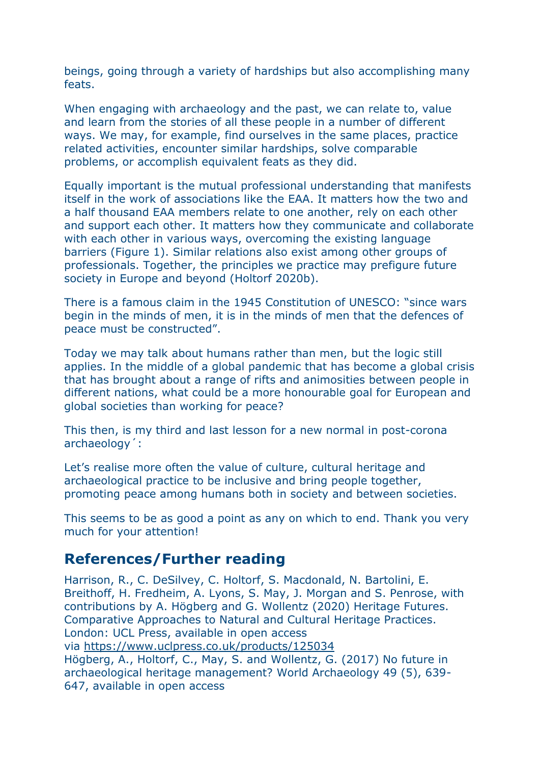beings, going through a variety of hardships but also accomplishing many feats.

When engaging with archaeology and the past, we can relate to, value and learn from the stories of all these people in a number of different ways. We may, for example, find ourselves in the same places, practice related activities, encounter similar hardships, solve comparable problems, or accomplish equivalent feats as they did.

Equally important is the mutual professional understanding that manifests itself in the work of associations like the EAA. It matters how the two and a half thousand EAA members relate to one another, rely on each other and support each other. It matters how they communicate and collaborate with each other in various ways, overcoming the existing language barriers (Figure 1). Similar relations also exist among other groups of professionals. Together, the principles we practice may prefigure future society in Europe and beyond (Holtorf 2020b).

There is a famous claim in the 1945 Constitution of UNESCO: "since wars begin in the minds of men, it is in the minds of men that the defences of peace must be constructed".

Today we may talk about humans rather than men, but the logic still applies. In the middle of a global pandemic that has become a global crisis that has brought about a range of rifts and animosities between people in different nations, what could be a more honourable goal for European and global societies than working for peace?

This then, is my third and last lesson for a new normal in post-corona archaeology´:

Let's realise more often the value of culture, cultural heritage and archaeological practice to be inclusive and bring people together, promoting peace among humans both in society and between societies.

This seems to be as good a point as any on which to end. Thank you very much for your attention!

## References/Further reading

Harrison, R., C. DeSilvey, C. Holtorf, S. Macdonald, N. Bartolini, E. Breithoff, H. Fredheim, A. Lyons, S. May, J. Morgan and S. Penrose, with contributions by A. Högberg and G. Wollentz (2020) Heritage Futures. Comparative Approaches to Natural and Cultural Heritage Practices. London: UCL Press, available in open access via https://www.uclpress.co.uk/products/125034

Högberg, A., Holtorf, C., May, S. and Wollentz, G. (2017) No future in archaeological heritage management? World Archaeology 49 (5), 639-647, available in open access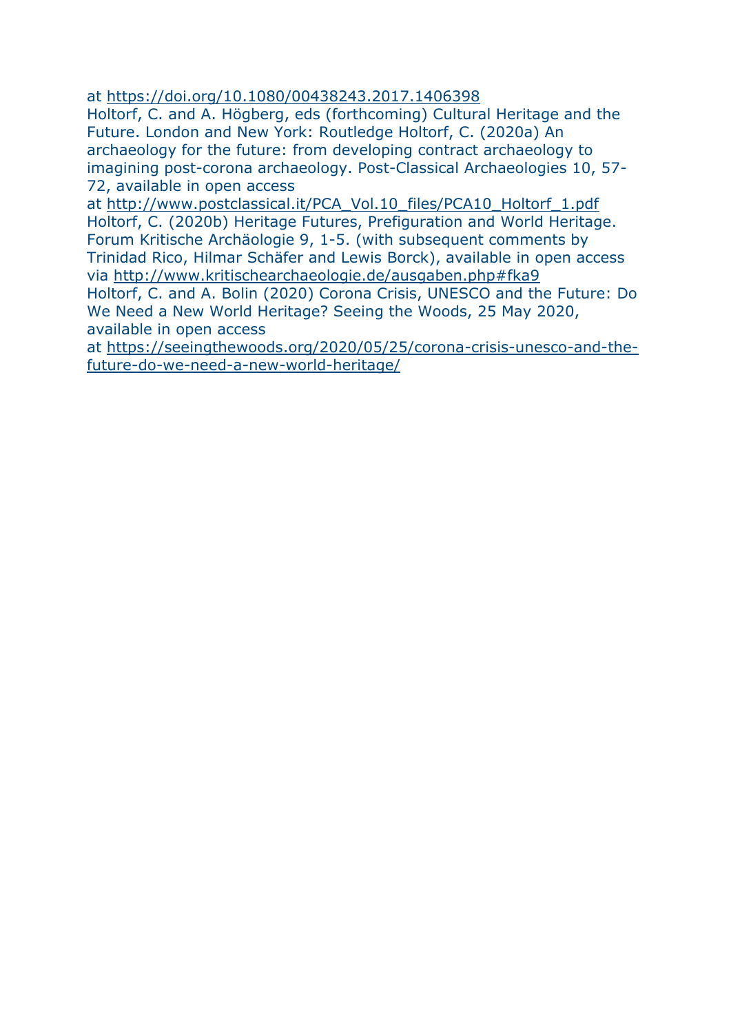at https://doi.org/10.1080/00438243.2017.1406398

Holtorf, C. and A. Högberg, eds (forthcoming) Cultural Heritage and the Future. London and New York: Routledge Holtorf, C. (2020a) An archaeology for the future: from developing contract archaeology to imagining post-corona archaeology. Post-Classical Archaeologies 10, 57-72, available in open access at http://www.postclassical.it/PCA_Vol.10_files/PCA10_Holtorf_1.pdf

Holtorf, C. (2020b) Heritage Futures, Prefiguration and World Heritage. Forum Kritische Archäologie 9, 1-5. (with subsequent comments by Trinidad Rico, Hilmar Schäfer and Lewis Borck), available in open access via http://www.kritischearchaeologie.de/ausgaben.php#fka9

Holtorf, C. and A. Bolin (2020) Corona Crisis, UNESCO and the Future: Do We Need a New World Heritage? Seeing the Woods, 25 May 2020, available in open access at https://seeingthewoods.org/2020/05/25/corona-crisis-unesco-and-the-future-do-we-need-a-new-world-heritage/